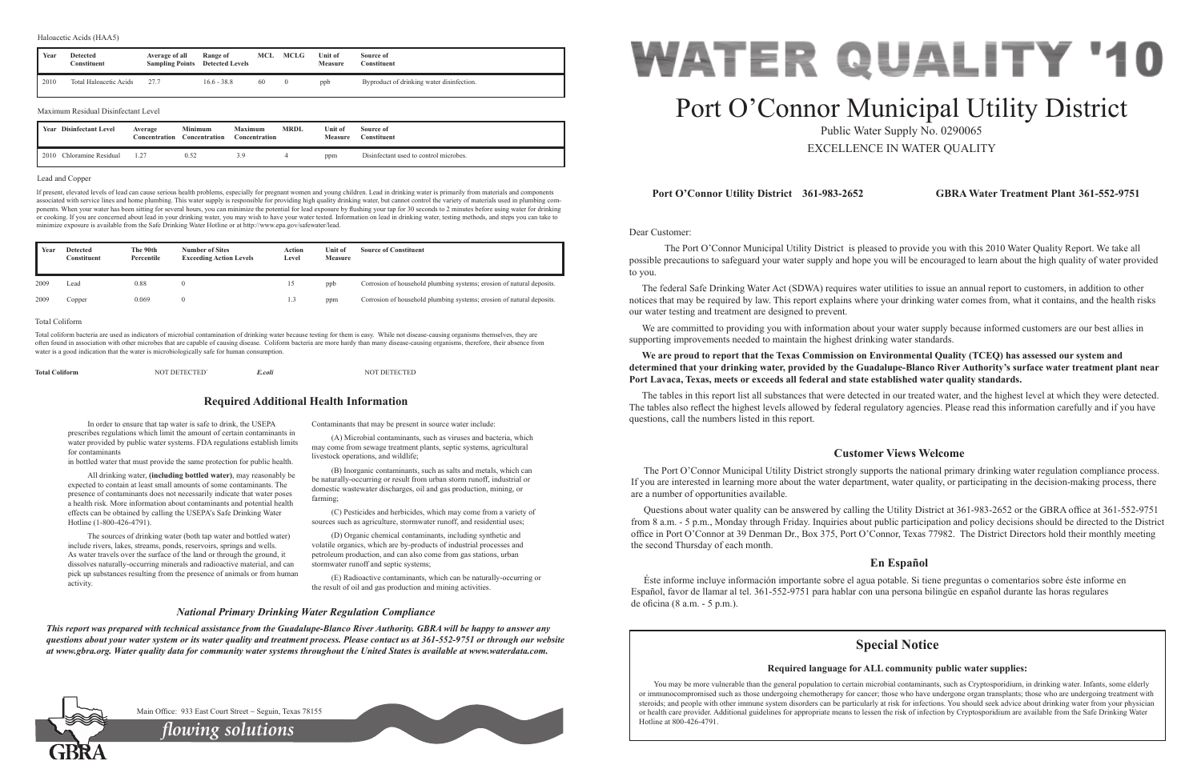# WATER QUALITY '10

# Port O'Connor Municipal Utility District

Public Water Supply No. 0290065

EXCELLENCE IN WATER QUALITY

**Port O'Connor Utility District 361-983-2652** **GBRA Water Treatment Plant 361-552-9751**

Dear Customer:

The Port O'Connor Municipal Utility District is pleased to provide you with this 2010 Water Quality Report. We take all possible precautions to safeguard your water supply and hope you will be encouraged to learn about the high quality of water provided to you.

The federal Safe Drinking Water Act (SDWA) requires water utilities to issue an annual report to customers, in addition to other notices that may be required by law. This report explains where your drinking water comes from, what it contains, and the health risks our water testing and treatment are designed to prevent.

We are committed to providing you with information about your water supply because informed customers are our best allies in supporting improvements needed to maintain the highest drinking water standards.

**We are proud to report that the Texas Commission on Environmental Quality (TCEQ) has assessed our system and determined that your drinking water, provided by the Guadalupe-Blanco River Authority's surface water treatment plant near Port Lavaca, Texas, meets or exceeds all federal and state established water quality standards.**

The tables in this report list all substances that were detected in our treated water, and the highest level at which they were detected. The tables also reflect the highest levels allowed by federal regulatory agencies. Please read this information carefully and if you have questions, call the numbers listed in this report.

## Customer Views Welcome

The Port O'Connor Municipal Utility District strongly supports the national primary drinking water regulation compliance process. If you are interested in learning more about the water department, water quality, or participating in the decision-making process, there are a number of opportunities available.

Questions about water quality can be answered by calling the Utility District at 361-983-2652 or the GBRA office at 361-552-9751 from 8 a.m. - 5 p.m., Monday through Friday. Inquiries about public participation and policy decisions should be directed to the District office in Port O'Connor at 39 Denman Dr., Box 375, Port O'Connor, Texas 77982. The District Directors hold their monthly meeting the second Thursday of each month.

## En Español

Éste informe incluye información importante sobre el agua potable. Si tiene preguntas o comentarios sobre éste informe en Español, favor de llamar al tel. 361-552-9751 para hablar con una persona bilingüe en español durante las horas regulares de oficina (8 a.m. - 5 p.m.).

## Special Notice

**Required language for ALL community public water supplies:**

You may be more vulnerable than the general population to certain microbial contaminants, such as Cryptosporidium, in drinking water. Infants, some elderly or immunocompromised such as those undergoing chemotherapy for cancer; those who have undergone organ transplants; those who are undergoing treatment with steroids; and people with other immune system disorders can be particularly at risk for infections. You should seek advice about drinking water from your physician or health care provider. Additional guidelines for appropriate means to lessen the risk of infection by Cryptosporidium are available from the Safe Drinking Water Hotline at 800-426-4791.

Haloacetic Acids (HAA5)

| Year | Detected Constituent | Average of all Sampling Points | Range of Detected Levels | MCL | MCLG | Unit of Measure | Source of Constituent |
|---|---|---|---|---|---|---|---|
| 2010 | Total Haloacetic Acids | 27.7 | 16.6 - 38.8 | 60 | 0 | ppb | Byproduct of drinking water disinfection. |

Maximum Residual Disinfectant Level

| Year | Disinfectant Level | Average Concentration | Minimum Concentration | Maximum Concentration | MRDL | Unit of Measure | Source of Constituent |
|---|---|---|---|---|---|---|---|
| 2010 | Chloramine Residual | 1.27 | 0.52 | 3.9 | 4 | ppm | Disinfectant used to control microbes. |

Lead and Copper

If present, elevated levels of lead can cause serious health problems, especially for pregnant women and young children. Lead in drinking water is primarily from materials and components associated with service lines and home plumbing. This water supply is responsible for providing high quality drinking water, but cannot control the variety of materials used in plumbing components. When your water has been sitting for several hours, you can minimize the potential for lead exposure by flushing your tap for 30 seconds to 2 minutes before using water for drinking or cooking. If you are concerned about lead in your drinking water, you may wish to have your water tested. Information on lead in drinking water, testing methods, and steps you can take to minimize exposure is available from the Safe Drinking Water Hotline or at http://www.epa.gov/safewater/lead.

| Year | Detected Constituent | The 90th Percentile | Number of Sites Exceeding Action Levels | Action Level | Unit of Measure | Source of Constituent |
|---|---|---|---|---|---|---|
| 2009 | Lead | 0.88 | 0 | 15 | ppb | Corrosion of household plumbing systems; erosion of natural deposits. |
| 2009 | Copper | 0.069 | 0 | 1.3 | ppm | Corrosion of household plumbing systems; erosion of natural deposits. |

Total Coliform

Total coliform bacteria are used as indicators of microbial contamination of drinking water because testing for them is easy. While not disease-causing organisms themselves, they are often found in association with other microbes that are capable of causing disease. Coliform bacteria are more hardy than many disease-causing organisms, therefore, their absence from water is a good indication that the water is microbiologically safe for human consumption.

| **Total Coliform** | NOT DETECTED | ***E.coli*** | NOT DETECTED |
|---|---|---|---|

## Required Additional Health Information

In order to ensure that tap water is safe to drink, the USEPA prescribes regulations which limit the amount of certain contaminants in water provided by public water systems. FDA regulations establish limits for contaminants in bottled water that must provide the same protection for public health.

All drinking water, **(including bottled water)**, may reasonably be expected to contain at least small amounts of some contaminants. The presence of contaminants does not necessarily indicate that water poses a health risk. More information about contaminants and potential health effects can be obtained by calling the USEPA's Safe Drinking Water Hotline (1-800-426-4791).

The sources of drinking water (both tap water and bottled water) include rivers, lakes, streams, ponds, reservoirs, springs and wells. As water travels over the surface of the land or through the ground, it dissolves naturally-occurring minerals and radioactive material, and can pick up substances resulting from the presence of animals or from human activity.

Contaminants that may be present in source water include:

(A) Microbial contaminants, such as viruses and bacteria, which may come from sewage treatment plants, septic systems, agricultural livestock operations, and wildlife;

(B) Inorganic contaminants, such as salts and metals, which can be naturally-occurring or result from urban storm runoff, industrial or domestic wastewater discharges, oil and gas production, mining, or farming;

(C) Pesticides and herbicides, which may come from a variety of sources such as agriculture, stormwater runoff, and residential uses;

(D) Organic chemical contaminants, including synthetic and volatile organics, which are by-products of industrial processes and petroleum production, and can also come from gas stations, urban stormwater runoff and septic systems;

(E) Radioactive contaminants, which can be naturally-occurring or the result of oil and gas production and mining activities.

### *National Primary Drinking Water Regulation Compliance*

***This report was prepared with technical assistance from the Guadalupe-Blanco River Authority. GBRA will be happy to answer any questions about your water system or its water quality and treatment process. Please contact us at 361-552-9751 or through our website at www.gbra.org. Water quality data for community water systems throughout the United States is available at www.waterdata.com.***

Main Office: 933 East Court Street ~ Seguin, Texas 78155

GBRA *flowing solutions*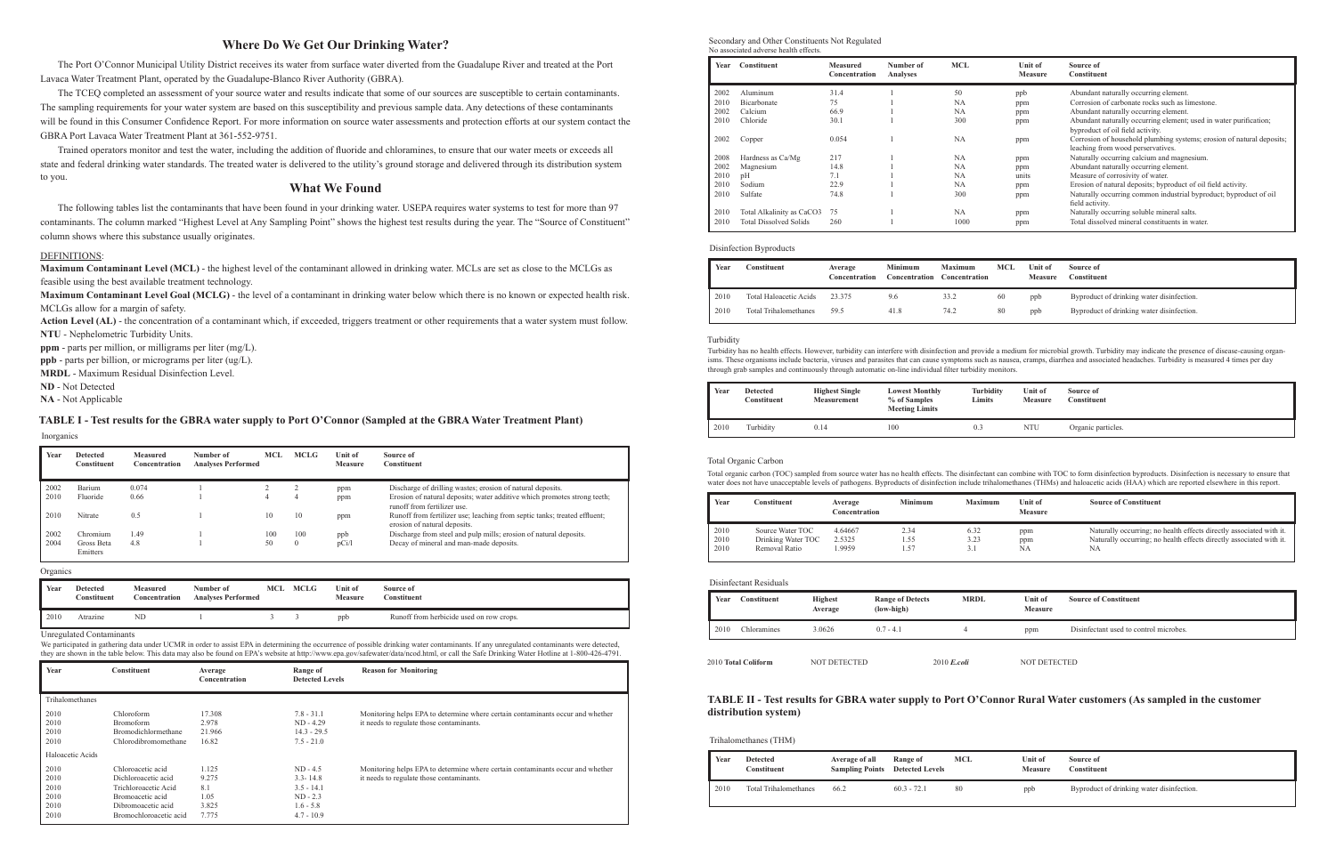## Where Do We Get Our Drinking Water?

The Port O'Connor Municipal Utility District receives its water from surface water diverted from the Guadalupe River and treated at the Port Lavaca Water Treatment Plant, operated by the Guadalupe-Blanco River Authority (GBRA).

The TCEQ completed an assessment of your source water and results indicate that some of our sources are susceptible to certain contaminants. The sampling requirements for your water system are based on this susceptibility and previous sample data. Any detections of these contaminants will be found in this Consumer Confidence Report. For more information on source water assessments and protection efforts at our system contact the GBRA Port Lavaca Water Treatment Plant at 361-552-9751.

Trained operators monitor and test the water, including the addition of fluoride and chloramines, to ensure that our water meets or exceeds all state and federal drinking water standards. The treated water is delivered to the utility's ground storage and delivered through its distribution system to you.

## What We Found

The following tables list the contaminants that have been found in your drinking water. USEPA requires water systems to test for more than 97 contaminants. The column marked "Highest Level at Any Sampling Point" shows the highest test results during the year. The "Source of Constituent" column shows where this substance usually originates.

DEFINITIONS:

**Maximum Contaminant Level (MCL)** - the highest level of the contaminant allowed in drinking water. MCLs are set as close to the MCLGs as feasible using the best available treatment technology.

**Maximum Contaminant Level Goal (MCLG)** - the level of a contaminant in drinking water below which there is no known or expected health risk. MCLGs allow for a margin of safety.

**Action Level (AL)** - the concentration of a contaminant which, if exceeded, triggers treatment or other requirements that a water system must follow.

**NTU** - Nephelometric Turbidity Units.

**ppm** - parts per million, or milligrams per liter (mg/L).

**ppb** - parts per billion, or micrograms per liter (ug/L).

**MRDL** - Maximum Residual Disinfection Level.

**ND** - Not Detected

**NA** - Not Applicable

### TABLE I - Test results for the GBRA water supply to Port O'Connor (Sampled at the GBRA Water Treatment Plant)

Inorganics

| Year | Detected Constituent | Measured Concentration | Number of Analyses Performed | MCL | MCLG | Unit of Measure | Source of Constituent |
|---|---|---|---|---|---|---|---|
| 2002 | Barium | 0.074 | 1 | 2 | 2 | ppm | Discharge of drilling wastes; erosion of natural deposits. |
| 2010 | Fluoride | 0.66 | 1 | 4 | 4 | ppm | Erosion of natural deposits; water additive which promotes strong teeth; runoff from fertilizer use. |
| 2010 | Nitrate | 0.5 | 1 | 10 | 10 | ppm | Runoff from fertilizer use; leaching from septic tanks; treated effluent; erosion of natural deposits. |
| 2002 | Chromium | 1.49 | 1 | 100 | 100 | ppb | Discharge from steel and pulp mills; erosion of natural deposits. |
| 2004 | Gross Beta Emitters | 4.8 | 1 | 50 | 0 | pCi/l | Decay of mineral and man-made deposits. |

Organics

| Year | Detected Constituent | Measured Concentration | Number of Analyses Performed | MCL | MCLG | Unit of Measure | Source of Constituent |
|---|---|---|---|---|---|---|---|
| 2010 | Atrazine | ND | 1 | 3 | 3 | ppb | Runoff from herbicide used on row crops. |

Unregulated Contaminants

We participated in gathering data under UCMR in order to assist EPA in determining the occurrence of possible drinking water contaminants. If any unregulated contaminants were detected, they are shown in the table below. This data may also be found on EPA's website at http://www.epa.gov/safewater/data/ncod.html, or call the Safe Drinking Water Hotline at 1-800-426-4791.

| Year | Constituent | Average Concentration | Range of Detected Levels | Reason for Monitoring |
|---|---|---|---|---|
| Trihalomethanes | | | | |
| 2010 | Chloroform | 17.308 | 7.8 - 31.1 | Monitoring helps EPA to determine where certain contaminants occur and whether it needs to regulate those contaminants. |
| 2010 | Bromoform | 2.978 | ND - 4.29 | |
| 2010 | Bromodichlormethane | 21.966 | 14.3 - 29.5 | |
| 2010 | Chlorodibromomethane | 16.82 | 7.5 - 21.0 | |
| Haloacetic Acids | | | | |
| 2010 | Chloroacetic acid | 1.125 | ND - 4.5 | Monitoring helps EPA to determine where certain contaminants occur and whether it needs to regulate those contaminants. |
| 2010 | Dichloroacetic acid | 9.275 | 3.3- 14.8 | |
| 2010 | Trichloroacetic Acid | 8.1 | 3.5 - 14.1 | |
| 2010 | Bromoacetic acid | 1.05 | ND - 2.3 | |
| 2010 | Dibromoacetic acid | 3.825 | 1.6 - 5.8 | |
| 2010 | Bromochloroacetic acid | 7.775 | 4.7 - 10.9 | |

Secondary and Other Constituents Not Regulated
No associated adverse health effects.

| Year | Constituent | Measured Concentration | Number of Analyses | MCL | Unit of Measure | Source of Constituent |
|---|---|---|---|---|---|---|
| 2002 | Aluminum | 31.4 | 1 | 50 | ppb | Abundant naturally occurring element. |
| 2010 | Bicarbonate | 75 | 1 | NA | ppm | Corrosion of carbonate rocks such as limestone. |
| 2002 | Calcium | 66.9 | 1 | NA | ppm | Abundant naturally occurring element. |
| 2010 | Chloride | 30.1 | 1 | 300 | ppm | Abundant naturally occurring element; used in water purification; byproduct of oil field activity. |
| 2002 | Copper | 0.054 | 1 | NA | ppm | Corrosion of household plumbing systems; erosion of natural deposits; leaching from wood perservatives. |
| 2008 | Hardness as Ca/Mg | 217 | 1 | NA | ppm | Naturally occurring calcium and magnesium. |
| 2002 | Magnesium | 14.8 | 1 | NA | ppm | Abundant naturally occurring element. |
| 2010 | pH | 7.1 | 1 | NA | units | Measure of corrosivity of water. |
| 2010 | Sodium | 22.9 | 1 | NA | ppm | Erosion of natural deposits; byproduct of oil field activity. |
| 2010 | Sulfate | 74.8 | 1 | 300 | ppm | Naturally occurring common industrial byproduct; byproduct of oil field activity. |
| 2010 | Total Alkalinity as $CaCO_3$ | 75 | 1 | NA | ppm | Naturally occurring soluble mineral salts. |
| 2010 | Total Dissolved Solids | 260 | 1 | 1000 | ppm | Total dissolved mineral constituents in water. |

Disinfection Byproducts

| Year | Constituent | Average Concentration | Minimum Concentration | Maximum Concentration | MCL | Unit of Measure | Source of Constituent |
|---|---|---|---|---|---|---|---|
| 2010 | Total Haloacetic Acids | 23.375 | 9.6 | 33.2 | 60 | ppb | Byproduct of drinking water disinfection. |
| 2010 | Total Trihalomethanes | 59.5 | 41.8 | 74.2 | 80 | ppb | Byproduct of drinking water disinfection. |

Turbidity

Turbidity has no health effects. However, turbidity can interfere with disinfection and provide a medium for microbial growth. Turbidity may indicate the presence of disease-causing organisms. These organisms include bacteria, viruses and parasites that can cause symptoms such as nausea, cramps, diarrhea and associated headaches. Turbidity is measured 4 times per day through grab samples and continuously through automatic on-line individual filter turbidity monitors.

| Year | Detected Constituent | Highest Single Measurement | Lowest Monthly % of Samples Meeting Limits | Turbidity Limits | Unit of Measure | Source of Constituent |
|---|---|---|---|---|---|---|
| 2010 | Turbidity | 0.14 | 100 | 0.3 | NTU | Organic particles. |

Total Organic Carbon

Total organic carbon (TOC) sampled from source water has no health effects. The disinfectant can combine with TOC to form disinfection byproducts. Disinfection is necessary to ensure that water does not have unacceptable levels of pathogens. Byproducts of disinfection include trihalomethanes (THMs) and haloacetic acids (HAA) which are reported elsewhere in this report.

| Year | Constituent | Average Concentration | Minimum | Maximum | Unit of Measure | Source of Constituent |
|---|---|---|---|---|---|---|
| 2010 | Source Water TOC | 4.64667 | 2.34 | 6.32 | ppm | Naturally occurring; no health effects directly associated with it. |
| 2010 | Drinking Water TOC | 2.5325 | 1.55 | 3.23 | ppm | Naturally occurring; no health effects directly associated with it. |
| 2010 | Removal Ratio | 1.9959 | 1.57 | 3.1 | NA | NA |

Disinfectant Residuals

| Year | Constituent | Highest Average | Range of Detects (low-high) | MRDL | Unit of Measure | Source of Constituent |
|---|---|---|---|---|---|---|
| 2010 | Chloramines | 3.0626 | 0.7 - 4.1 | 4 | ppm | Disinfectant used to control microbes. |

2010 **Total Coliform** NOT DETECTED 2010 ***E.coli*** NOT DETECTED

### TABLE II - Test results for GBRA water supply to Port O'Connor Rural Water customers (As sampled in the customer distribution system)

Trihalomethanes (THM)

| Year | Detected Constituent | Average of all Sampling Points | Range of Detected Levels | MCL | Unit of Measure | Source of Constituent |
|---|---|---|---|---|---|---|
| 2010 | Total Trihalomethanes | 66.2 | 60.3 - 72.1 | 80 | ppb | Byproduct of drinking water disinfection. |